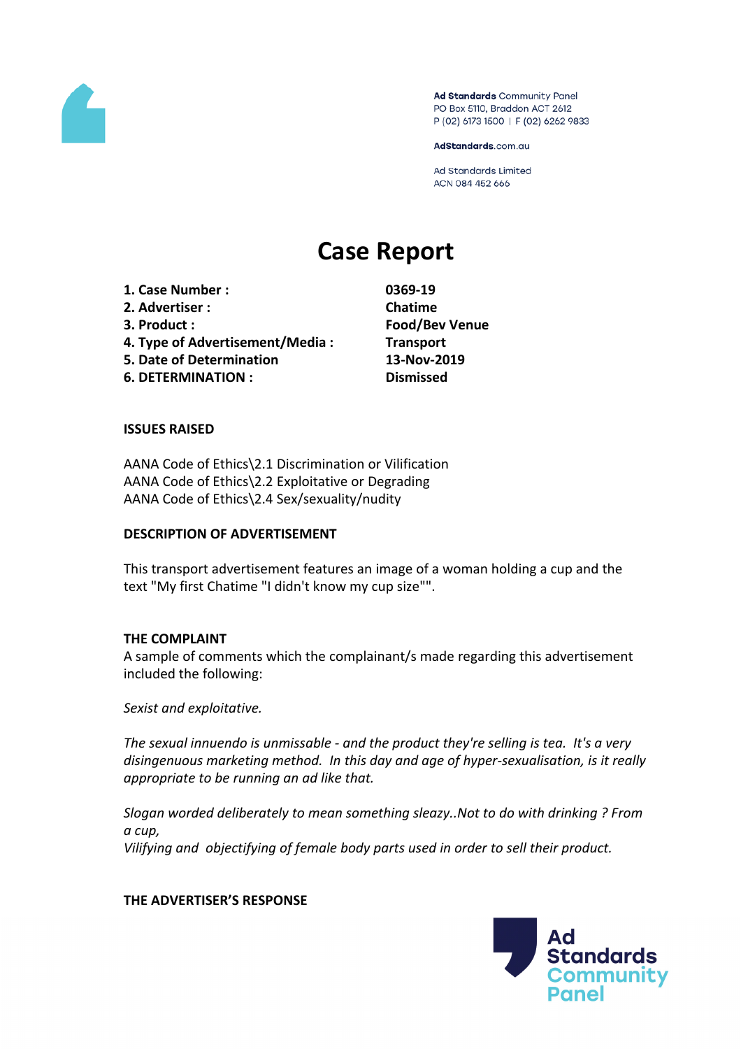Ad Standards Community Panel
PO Box 5110, Braddon ACT 2612
P (02) 6173 1500 | F (02) 6262 9833

AdStandards.com.au

Ad Standards Limited
ACN 084 452 666

# Case Report

| | |
|---|---|
| **1. Case Number :** | **0369-19** |
| **2. Advertiser :** | **Chatime** |
| **3. Product :** | **Food/Bev Venue** |
| **4. Type of Advertisement/Media :** | **Transport** |
| **5. Date of Determination** | **13-Nov-2019** |
| **6. DETERMINATION :** | **Dismissed** |

**ISSUES RAISED**

AANA Code of Ethics\2.1 Discrimination or Vilification
AANA Code of Ethics\2.2 Exploitative or Degrading
AANA Code of Ethics\2.4 Sex/sexuality/nudity

**DESCRIPTION OF ADVERTISEMENT**

This transport advertisement features an image of a woman holding a cup and the text "My first Chatime "I didn't know my cup size"".

**THE COMPLAINT**

A sample of comments which the complainant/s made regarding this advertisement included the following:

*Sexist and exploitative.*

*The sexual innuendo is unmissable - and the product they're selling is tea. It's a very disingenuous marketing method. In this day and age of hyper-sexualisation, is it really appropriate to be running an ad like that.*

*Slogan worded deliberately to mean something sleazy..Not to do with drinking ? From a cup,*
*Vilifying and objectifying of female body parts used in order to sell their product.*

**THE ADVERTISER'S RESPONSE**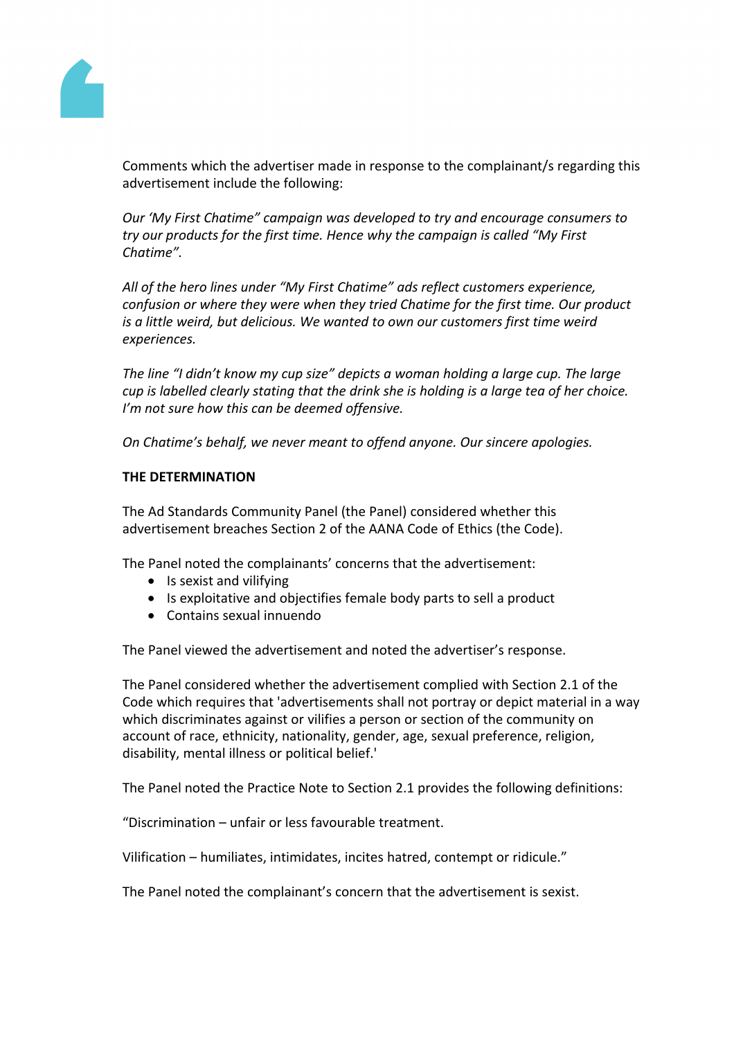Comments which the advertiser made in response to the complainant/s regarding this advertisement include the following:

*Our 'My First Chatime" campaign was developed to try and encourage consumers to try our products for the first time. Hence why the campaign is called "My First Chatime".*

*All of the hero lines under "My First Chatime" ads reflect customers experience, confusion or where they were when they tried Chatime for the first time. Our product is a little weird, but delicious. We wanted to own our customers first time weird experiences.*

*The line "I didn't know my cup size" depicts a woman holding a large cup. The large cup is labelled clearly stating that the drink she is holding is a large tea of her choice. I'm not sure how this can be deemed offensive.*

*On Chatime's behalf, we never meant to offend anyone. Our sincere apologies.*

**THE DETERMINATION**

The Ad Standards Community Panel (the Panel) considered whether this advertisement breaches Section 2 of the AANA Code of Ethics (the Code).

The Panel noted the complainants' concerns that the advertisement:

- Is sexist and vilifying
- Is exploitative and objectifies female body parts to sell a product
- Contains sexual innuendo

The Panel viewed the advertisement and noted the advertiser's response.

The Panel considered whether the advertisement complied with Section 2.1 of the Code which requires that 'advertisements shall not portray or depict material in a way which discriminates against or vilifies a person or section of the community on account of race, ethnicity, nationality, gender, age, sexual preference, religion, disability, mental illness or political belief.'

The Panel noted the Practice Note to Section 2.1 provides the following definitions:

"Discrimination – unfair or less favourable treatment.

Vilification – humiliates, intimidates, incites hatred, contempt or ridicule."

The Panel noted the complainant's concern that the advertisement is sexist.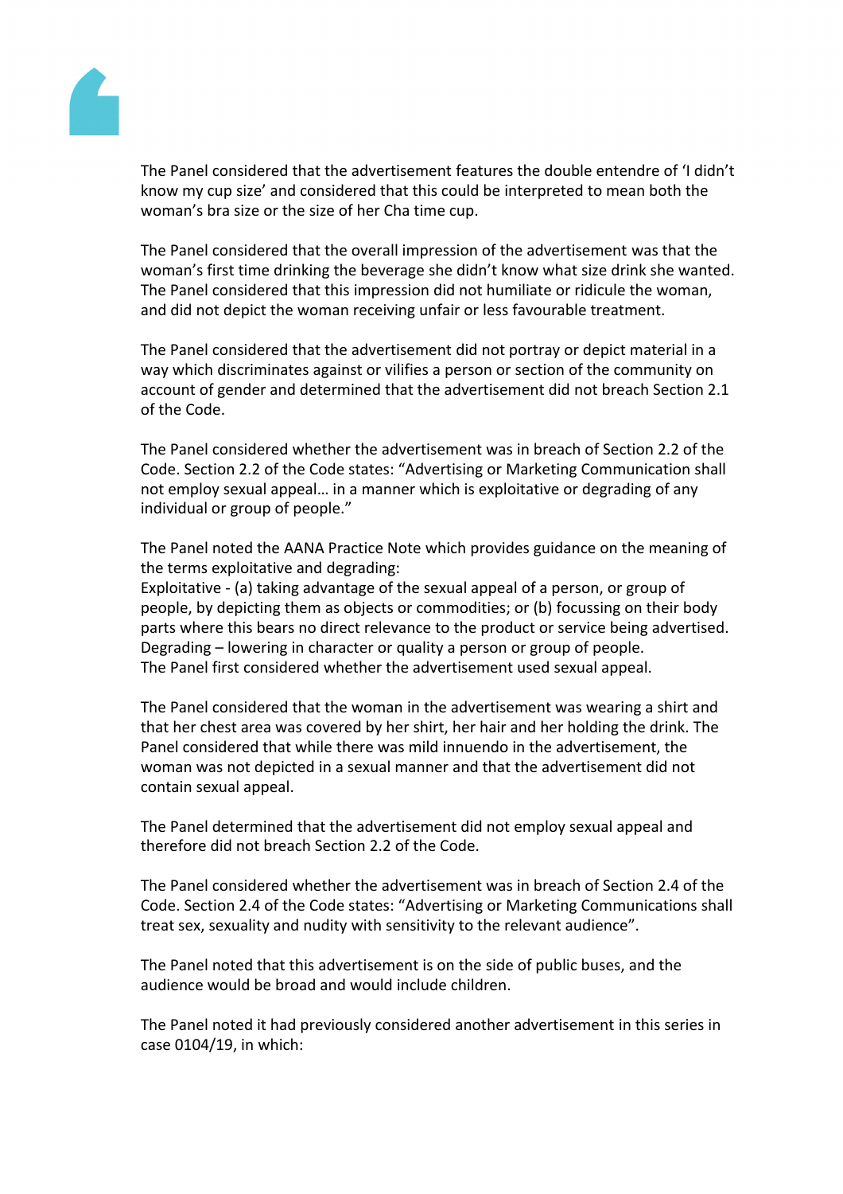The Panel considered that the advertisement features the double entendre of ‘I didn’t know my cup size’ and considered that this could be interpreted to mean both the woman’s bra size or the size of her Cha time cup.

The Panel considered that the overall impression of the advertisement was that the woman’s first time drinking the beverage she didn’t know what size drink she wanted. The Panel considered that this impression did not humiliate or ridicule the woman, and did not depict the woman receiving unfair or less favourable treatment.

The Panel considered that the advertisement did not portray or depict material in a way which discriminates against or vilifies a person or section of the community on account of gender and determined that the advertisement did not breach Section 2.1 of the Code.

The Panel considered whether the advertisement was in breach of Section 2.2 of the Code. Section 2.2 of the Code states: “Advertising or Marketing Communication shall not employ sexual appeal… in a manner which is exploitative or degrading of any individual or group of people.”

The Panel noted the AANA Practice Note which provides guidance on the meaning of the terms exploitative and degrading:
Exploitative - (a) taking advantage of the sexual appeal of a person, or group of people, by depicting them as objects or commodities; or (b) focussing on their body parts where this bears no direct relevance to the product or service being advertised.
Degrading – lowering in character or quality a person or group of people.
The Panel first considered whether the advertisement used sexual appeal.

The Panel considered that the woman in the advertisement was wearing a shirt and that her chest area was covered by her shirt, her hair and her holding the drink. The Panel considered that while there was mild innuendo in the advertisement, the woman was not depicted in a sexual manner and that the advertisement did not contain sexual appeal.

The Panel determined that the advertisement did not employ sexual appeal and therefore did not breach Section 2.2 of the Code.

The Panel considered whether the advertisement was in breach of Section 2.4 of the Code. Section 2.4 of the Code states: “Advertising or Marketing Communications shall treat sex, sexuality and nudity with sensitivity to the relevant audience”.

The Panel noted that this advertisement is on the side of public buses, and the audience would be broad and would include children.

The Panel noted it had previously considered another advertisement in this series in case 0104/19, in which: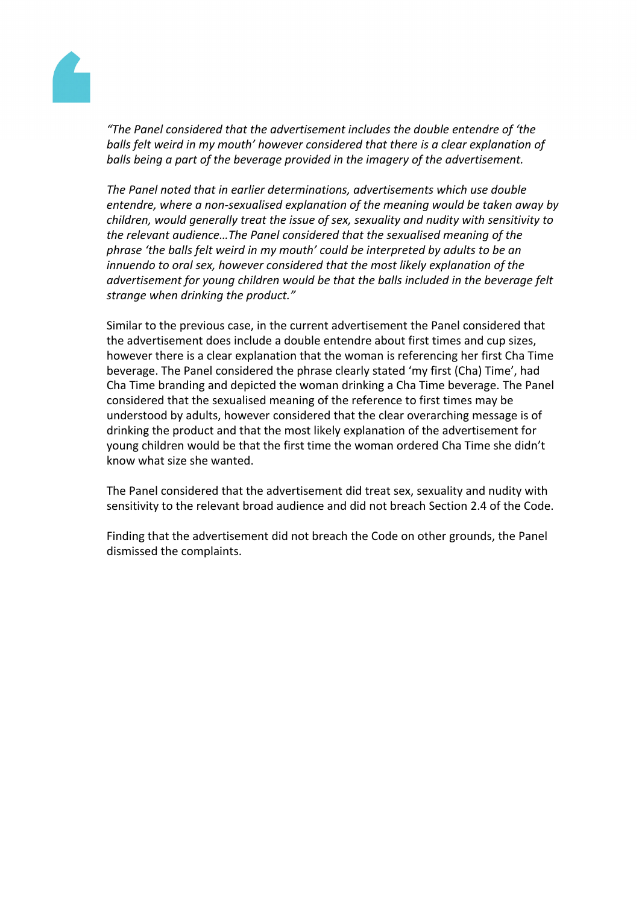*"The Panel considered that the advertisement includes the double entendre of 'the balls felt weird in my mouth' however considered that there is a clear explanation of balls being a part of the beverage provided in the imagery of the advertisement.*

*The Panel noted that in earlier determinations, advertisements which use double entendre, where a non-sexualised explanation of the meaning would be taken away by children, would generally treat the issue of sex, sexuality and nudity with sensitivity to the relevant audience…The Panel considered that the sexualised meaning of the phrase 'the balls felt weird in my mouth' could be interpreted by adults to be an innuendo to oral sex, however considered that the most likely explanation of the advertisement for young children would be that the balls included in the beverage felt strange when drinking the product."*

Similar to the previous case, in the current advertisement the Panel considered that the advertisement does include a double entendre about first times and cup sizes, however there is a clear explanation that the woman is referencing her first Cha Time beverage. The Panel considered the phrase clearly stated 'my first (Cha) Time', had Cha Time branding and depicted the woman drinking a Cha Time beverage. The Panel considered that the sexualised meaning of the reference to first times may be understood by adults, however considered that the clear overarching message is of drinking the product and that the most likely explanation of the advertisement for young children would be that the first time the woman ordered Cha Time she didn't know what size she wanted.

The Panel considered that the advertisement did treat sex, sexuality and nudity with sensitivity to the relevant broad audience and did not breach Section 2.4 of the Code.

Finding that the advertisement did not breach the Code on other grounds, the Panel dismissed the complaints.